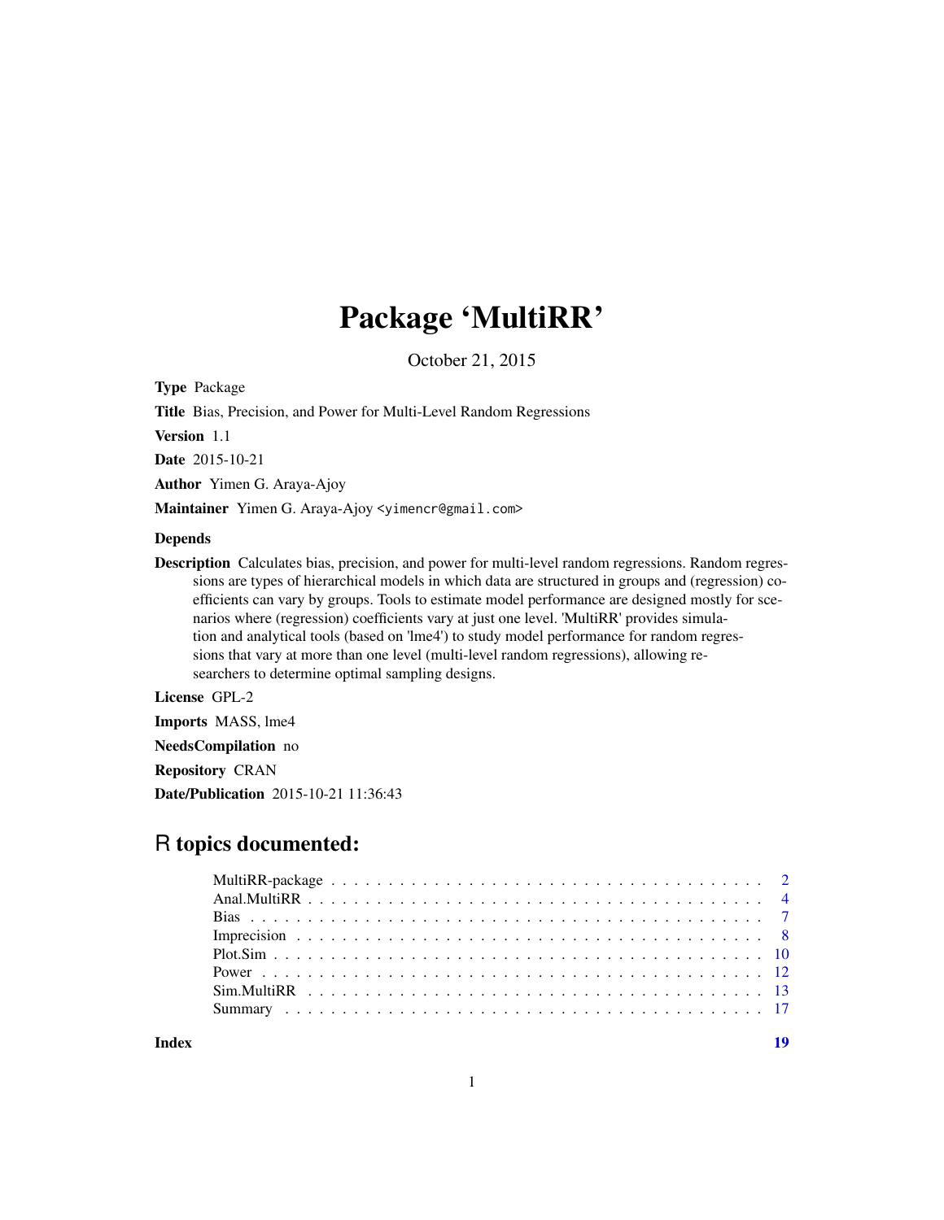# Package 'MultiRR'

October 21, 2015

**Type** Package

**Title** Bias, Precision, and Power for Multi-Level Random Regressions

**Version** 1.1

**Date** 2015-10-21

**Author** Yimen G. Araya-Ajoy

**Maintainer** Yimen G. Araya-Ajoy <yimencr@gmail.com>

**Depends**

**Description** Calculates bias, precision, and power for multi-level random regressions. Random regressions are types of hierarchical models in which data are structured in groups and (regression) coefficients can vary by groups. Tools to estimate model performance are designed mostly for scenarios where (regression) coefficients vary at just one level. 'MultiRR' provides simulation and analytical tools (based on 'lme4') to study model performance for random regressions that vary at more than one level (multi-level random regressions), allowing researchers to determine optimal sampling designs.

**License** GPL-2

**Imports** MASS, lme4

**NeedsCompilation** no

**Repository** CRAN

**Date/Publication** 2015-10-21 11:36:43

## R topics documented:

| | |
|---|---|
| MultiRR-package | 2 |
| Anal.MultiRR | 4 |
| Bias | 7 |
| Imprecision | 8 |
| Plot.Sim | 10 |
| Power | 12 |
| Sim.MultiRR | 13 |
| Summary | 17 |
| **Index** | **19** |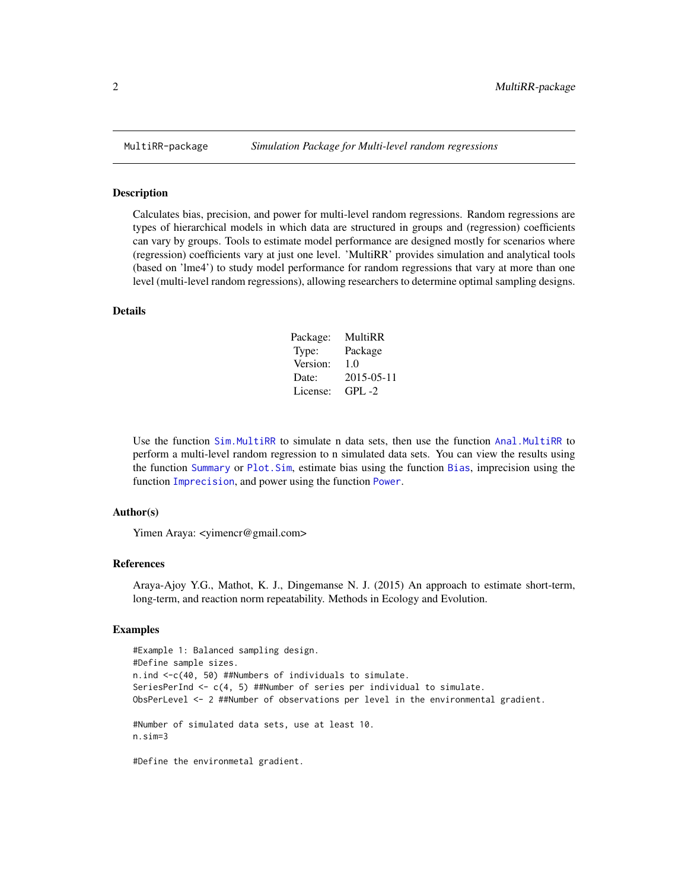## MultiRR-package — *Simulation Package for Multi-level random regressions*

### Description

Calculates bias, precision, and power for multi-level random regressions. Random regressions are types of hierarchical models in which data are structured in groups and (regression) coefficients can vary by groups. Tools to estimate model performance are designed mostly for scenarios where (regression) coefficients vary at just one level. 'MultiRR' provides simulation and analytical tools (based on 'lme4') to study model performance for random regressions that vary at more than one level (multi-level random regressions), allowing researchers to determine optimal sampling designs.

### Details

| | |
|---|---|
| Package: | MultiRR |
| Type: | Package |
| Version: | 1.0 |
| Date: | 2015-05-11 |
| License: | GPL -2 |

Use the function `Sim.MultiRR` to simulate n data sets, then use the function `Anal.MultiRR` to perform a multi-level random regression to n simulated data sets. You can view the results using the function `Summary` or `Plot.Sim`, estimate bias using the function `Bias`, imprecision using the function `Imprecision`, and power using the function `Power`.

### Author(s)

Yimen Araya: <yimencr@gmail.com>

### References

Araya-Ajoy Y.G., Mathot, K. J., Dingemanse N. J. (2015) An approach to estimate short-term, long-term, and reaction norm repeatability. Methods in Ecology and Evolution.

### Examples

```
#Example 1: Balanced sampling design.
#Define sample sizes.
n.ind <-c(40, 50) ##Numbers of individuals to simulate.
SeriesPerInd <- c(4, 5) ##Number of series per individual to simulate.
ObsPerLevel <- 2 ##Number of observations per level in the environmental gradient.

#Number of simulated data sets, use at least 10.
n.sim=3

#Define the environmetal gradient.
```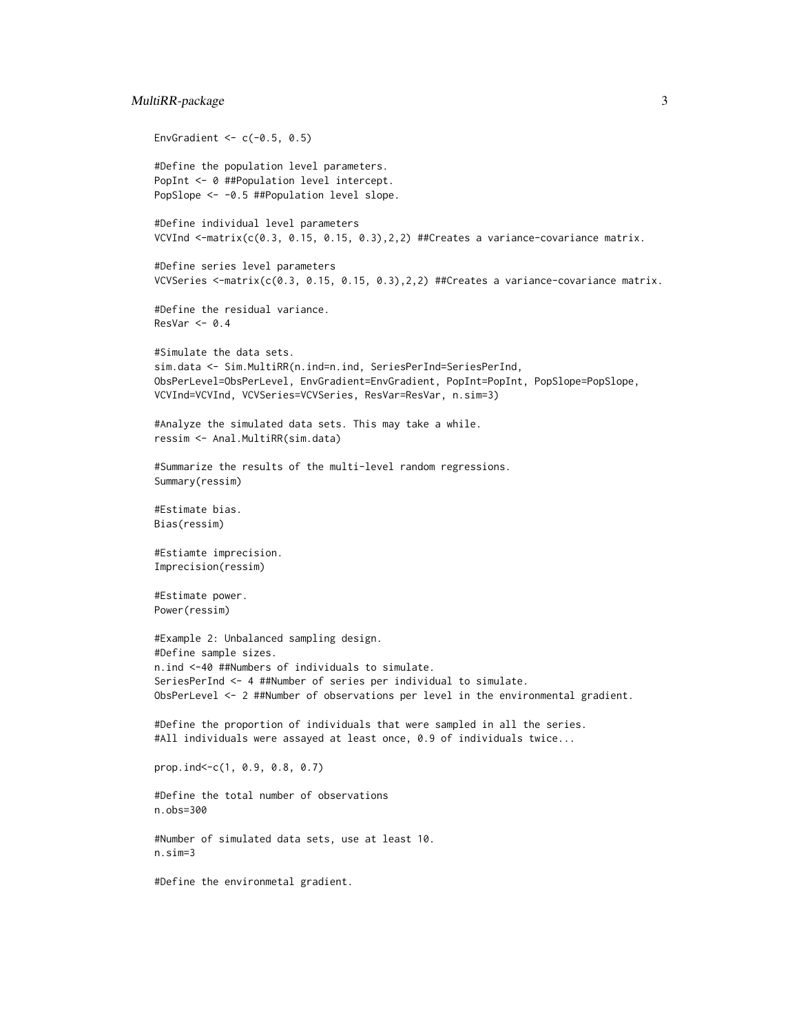```
EnvGradient <- c(-0.5, 0.5)

#Define the population level parameters.
PopInt <- 0 ##Population level intercept.
PopSlope <- -0.5 ##Population level slope.

#Define individual level parameters
VCVInd <-matrix(c(0.3, 0.15, 0.15, 0.3),2,2) ##Creates a variance-covariance matrix.

#Define series level parameters
VCVSeries <-matrix(c(0.3, 0.15, 0.15, 0.3),2,2) ##Creates a variance-covariance matrix.

#Define the residual variance.
ResVar <- 0.4

#Simulate the data sets.
sim.data <- Sim.MultiRR(n.ind=n.ind, SeriesPerInd=SeriesPerInd,
ObsPerLevel=ObsPerLevel, EnvGradient=EnvGradient, PopInt=PopInt, PopSlope=PopSlope,
VCVInd=VCVInd, VCVSeries=VCVSeries, ResVar=ResVar, n.sim=3)

#Analyze the simulated data sets. This may take a while.
ressim <- Anal.MultiRR(sim.data)

#Summarize the results of the multi-level random regressions.
Summary(ressim)

#Estimate bias.
Bias(ressim)

#Estiamte imprecision.
Imprecision(ressim)

#Estimate power.
Power(ressim)

#Example 2: Unbalanced sampling design.
#Define sample sizes.
n.ind <-40 ##Numbers of individuals to simulate.
SeriesPerInd <- 4 ##Number of series per individual to simulate.
ObsPerLevel <- 2 ##Number of observations per level in the environmental gradient.

#Define the proportion of individuals that were sampled in all the series.
#All individuals were assayed at least once, 0.9 of individuals twice...

prop.ind<-c(1, 0.9, 0.8, 0.7)

#Define the total number of observations
n.obs=300

#Number of simulated data sets, use at least 10.
n.sim=3

#Define the environmetal gradient.
```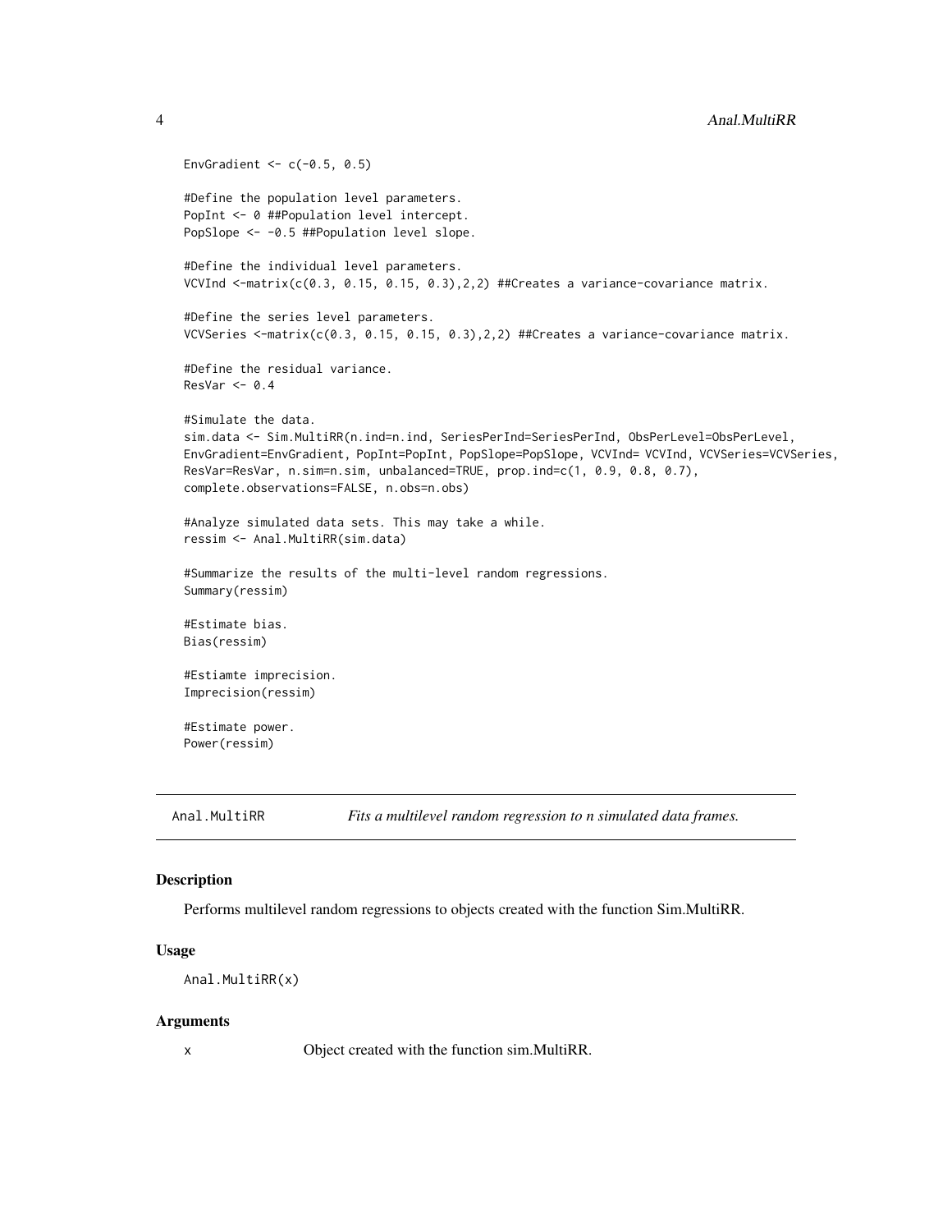```
EnvGradient <- c(-0.5, 0.5)

#Define the population level parameters.
PopInt <- 0 ##Population level intercept.
PopSlope <- -0.5 ##Population level slope.

#Define the individual level parameters.
VCVInd <-matrix(c(0.3, 0.15, 0.15, 0.3),2,2) ##Creates a variance-covariance matrix.

#Define the series level parameters.
VCVSeries <-matrix(c(0.3, 0.15, 0.15, 0.3),2,2) ##Creates a variance-covariance matrix.

#Define the residual variance.
ResVar <- 0.4

#Simulate the data.
sim.data <- Sim.MultiRR(n.ind=n.ind, SeriesPerInd=SeriesPerInd, ObsPerLevel=ObsPerLevel,
EnvGradient=EnvGradient, PopInt=PopInt, PopSlope=PopSlope, VCVInd= VCVInd, VCVSeries=VCVSeries,
ResVar=ResVar, n.sim=n.sim, unbalanced=TRUE, prop.ind=c(1, 0.9, 0.8, 0.7),
complete.observations=FALSE, n.obs=n.obs)

#Analyze simulated data sets. This may take a while.
ressim <- Anal.MultiRR(sim.data)

#Summarize the results of the multi-level random regressions.
Summary(ressim)

#Estimate bias.
Bias(ressim)

#Estiamte imprecision.
Imprecision(ressim)

#Estimate power.
Power(ressim)
```

## Anal.MultiRR — *Fits a multilevel random regression to n simulated data frames.*

### Description

Performs multilevel random regressions to objects created with the function Sim.MultiRR.

### Usage

```
Anal.MultiRR(x)
```

### Arguments

| | |
|---|---|
| x | Object created with the function sim.MultiRR. |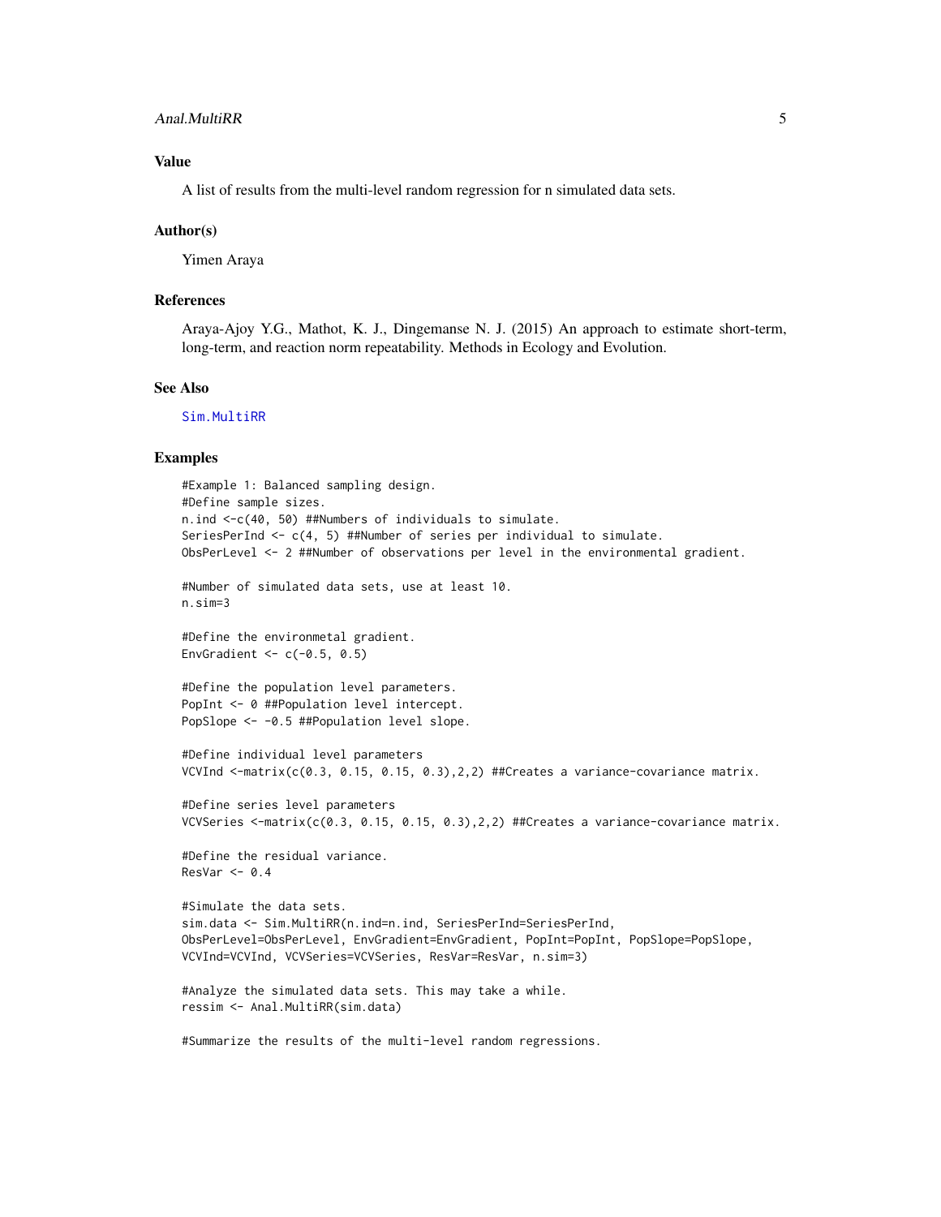## Value

A list of results from the multi-level random regression for n simulated data sets.

## Author(s)

Yimen Araya

## References

Araya-Ajoy Y.G., Mathot, K. J., Dingemanse N. J. (2015) An approach to estimate short-term, long-term, and reaction norm repeatability. Methods in Ecology and Evolution.

## See Also

Sim.MultiRR

## Examples

```
#Example 1: Balanced sampling design.
#Define sample sizes.
n.ind <-c(40, 50) ##Numbers of individuals to simulate.
SeriesPerInd <- c(4, 5) ##Number of series per individual to simulate.
ObsPerLevel <- 2 ##Number of observations per level in the environmental gradient.

#Number of simulated data sets, use at least 10.
n.sim=3

#Define the environmetal gradient.
EnvGradient <- c(-0.5, 0.5)

#Define the population level parameters.
PopInt <- 0 ##Population level intercept.
PopSlope <- -0.5 ##Population level slope.

#Define individual level parameters
VCVInd <-matrix(c(0.3, 0.15, 0.15, 0.3),2,2) ##Creates a variance-covariance matrix.

#Define series level parameters
VCVSeries <-matrix(c(0.3, 0.15, 0.15, 0.3),2,2) ##Creates a variance-covariance matrix.

#Define the residual variance.
ResVar <- 0.4

#Simulate the data sets.
sim.data <- Sim.MultiRR(n.ind=n.ind, SeriesPerInd=SeriesPerInd,
ObsPerLevel=ObsPerLevel, EnvGradient=EnvGradient, PopInt=PopInt, PopSlope=PopSlope,
VCVInd=VCVInd, VCVSeries=VCVSeries, ResVar=ResVar, n.sim=3)

#Analyze the simulated data sets. This may take a while.
ressim <- Anal.MultiRR(sim.data)

#Summarize the results of the multi-level random regressions.
```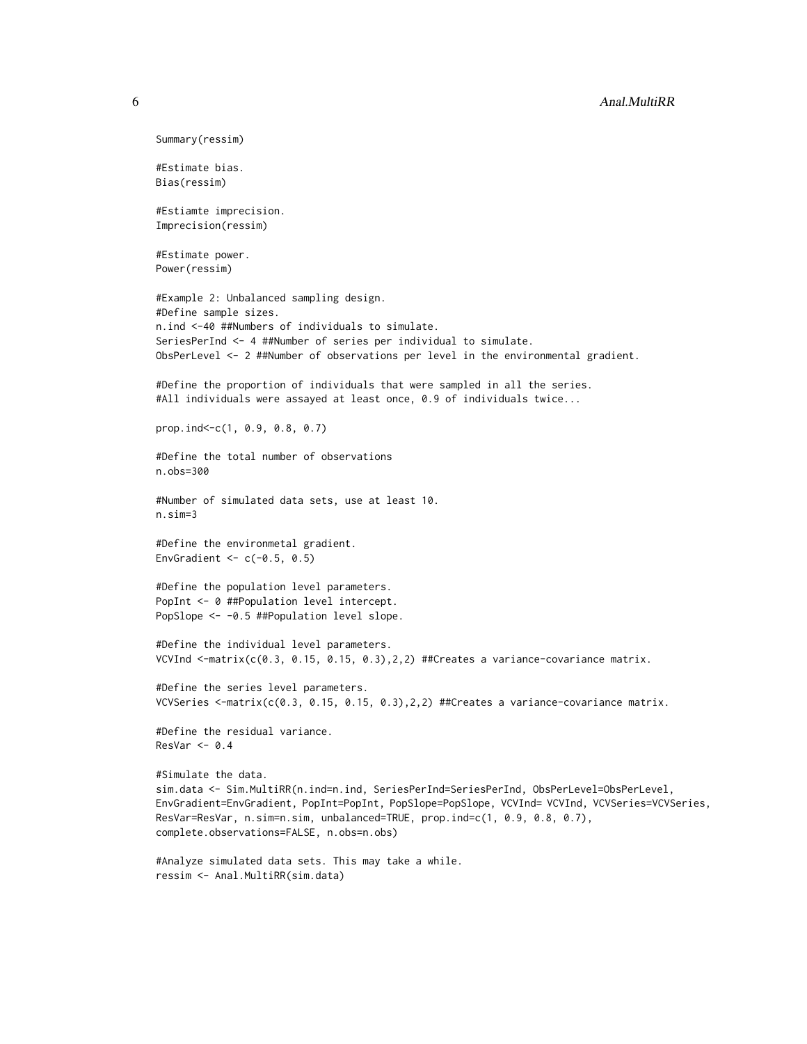```
Summary(ressim)

#Estimate bias.
Bias(ressim)

#Estiamte imprecision.
Imprecision(ressim)

#Estimate power.
Power(ressim)

#Example 2: Unbalanced sampling design.
#Define sample sizes.
n.ind <-40 ##Numbers of individuals to simulate.
SeriesPerInd <- 4 ##Number of series per individual to simulate.
ObsPerLevel <- 2 ##Number of observations per level in the environmental gradient.

#Define the proportion of individuals that were sampled in all the series.
#All individuals were assayed at least once, 0.9 of individuals twice...

prop.ind<-c(1, 0.9, 0.8, 0.7)

#Define the total number of observations
n.obs=300

#Number of simulated data sets, use at least 10.
n.sim=3

#Define the environmetal gradient.
EnvGradient <- c(-0.5, 0.5)

#Define the population level parameters.
PopInt <- 0 ##Population level intercept.
PopSlope <- -0.5 ##Population level slope.

#Define the individual level parameters.
VCVInd <-matrix(c(0.3, 0.15, 0.15, 0.3),2,2) ##Creates a variance-covariance matrix.

#Define the series level parameters.
VCVSeries <-matrix(c(0.3, 0.15, 0.15, 0.3),2,2) ##Creates a variance-covariance matrix.

#Define the residual variance.
ResVar <- 0.4

#Simulate the data.
sim.data <- Sim.MultiRR(n.ind=n.ind, SeriesPerInd=SeriesPerInd, ObsPerLevel=ObsPerLevel,
EnvGradient=EnvGradient, PopInt=PopInt, PopSlope=PopSlope, VCVInd= VCVInd, VCVSeries=VCVSeries,
ResVar=ResVar, n.sim=n.sim, unbalanced=TRUE, prop.ind=c(1, 0.9, 0.8, 0.7),
complete.observations=FALSE, n.obs=n.obs)

#Analyze simulated data sets. This may take a while.
ressim <- Anal.MultiRR(sim.data)
```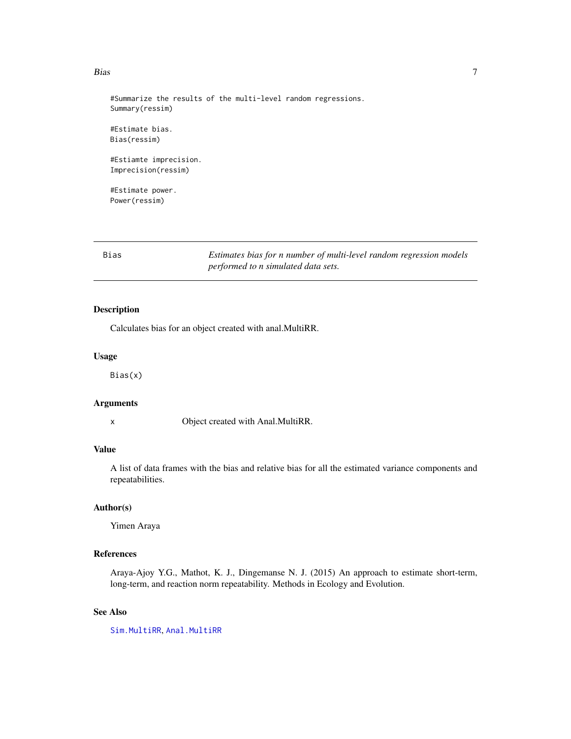```
#Summarize the results of the multi-level random regressions.
Summary(ressim)

#Estimate bias.
Bias(ressim)

#Estiamte imprecision.
Imprecision(ressim)

#Estimate power.
Power(ressim)
```

## Bias — *Estimates bias for n number of multi-level random regression models performed to n simulated data sets.*

### Description

Calculates bias for an object created with anal.MultiRR.

### Usage

```
Bias(x)
```

### Arguments

| | |
|---|---|
| x | Object created with Anal.MultiRR. |

### Value

A list of data frames with the bias and relative bias for all the estimated variance components and repeatabilities.

### Author(s)

Yimen Araya

### References

Araya-Ajoy Y.G., Mathot, K. J., Dingemanse N. J. (2015) An approach to estimate short-term, long-term, and reaction norm repeatability. Methods in Ecology and Evolution.

### See Also

Sim.MultiRR, Anal.MultiRR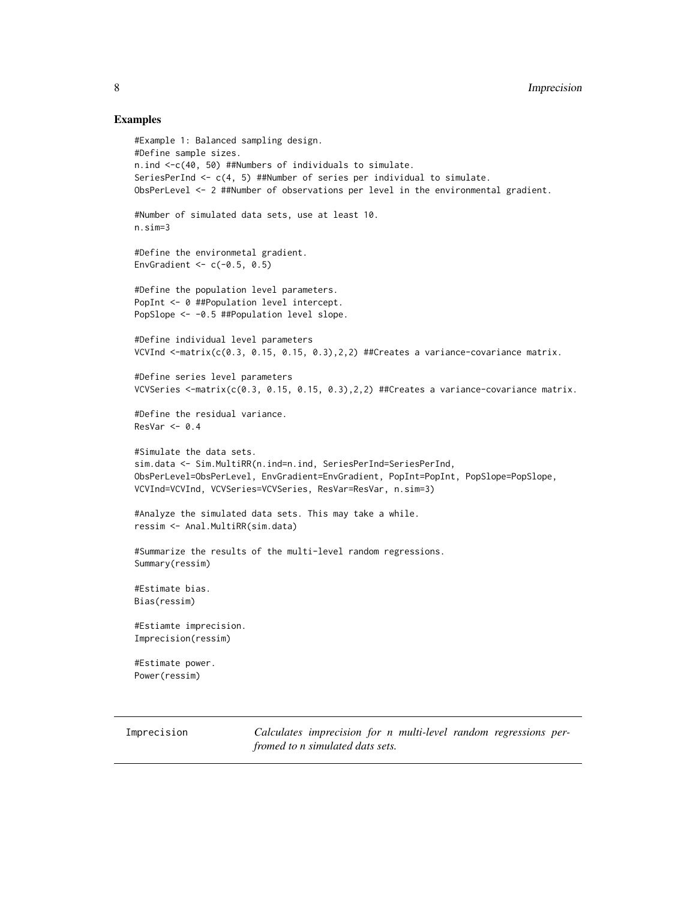## Examples

```
#Example 1: Balanced sampling design.
#Define sample sizes.
n.ind <-c(40, 50) ##Numbers of individuals to simulate.
SeriesPerInd <- c(4, 5) ##Number of series per individual to simulate.
ObsPerLevel <- 2 ##Number of observations per level in the environmental gradient.

#Number of simulated data sets, use at least 10.
n.sim=3

#Define the environmetal gradient.
EnvGradient <- c(-0.5, 0.5)

#Define the population level parameters.
PopInt <- 0 ##Population level intercept.
PopSlope <- -0.5 ##Population level slope.

#Define individual level parameters
VCVInd <-matrix(c(0.3, 0.15, 0.15, 0.3),2,2) ##Creates a variance-covariance matrix.

#Define series level parameters
VCVSeries <-matrix(c(0.3, 0.15, 0.15, 0.3),2,2) ##Creates a variance-covariance matrix.

#Define the residual variance.
ResVar <- 0.4

#Simulate the data sets.
sim.data <- Sim.MultiRR(n.ind=n.ind, SeriesPerInd=SeriesPerInd,
ObsPerLevel=ObsPerLevel, EnvGradient=EnvGradient, PopInt=PopInt, PopSlope=PopSlope,
VCVInd=VCVInd, VCVSeries=VCVSeries, ResVar=ResVar, n.sim=3)

#Analyze the simulated data sets. This may take a while.
ressim <- Anal.MultiRR(sim.data)

#Summarize the results of the multi-level random regressions.
Summary(ressim)

#Estimate bias.
Bias(ressim)

#Estiamte imprecision.
Imprecision(ressim)

#Estimate power.
Power(ressim)
```

---

Imprecision *Calculates imprecision for n multi-level random regressions perfromed to n simulated dats sets.*

---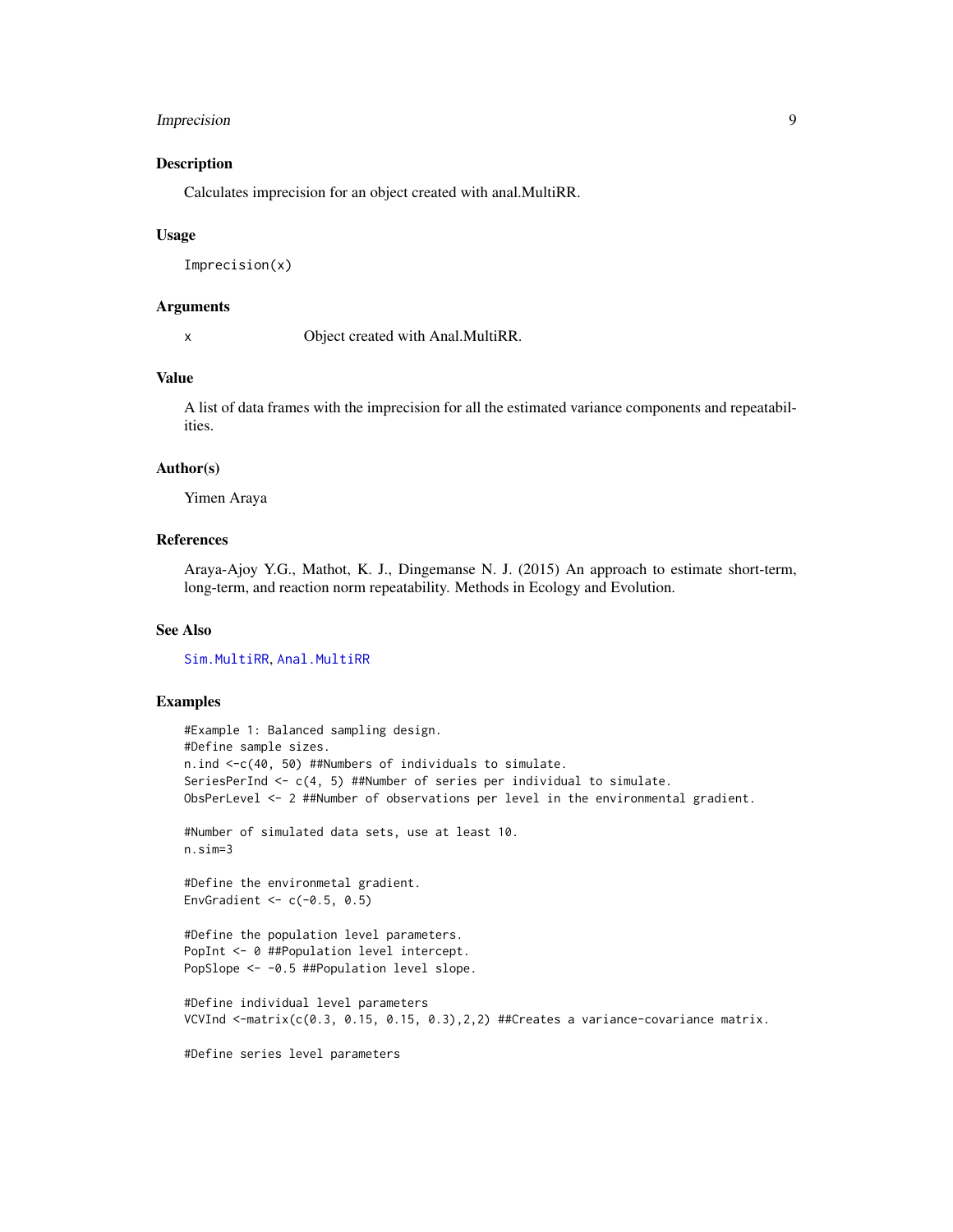## Description

Calculates imprecision for an object created with anal.MultiRR.

## Usage

```
Imprecision(x)
```

## Arguments

| | |
|---|---|
| x | Object created with Anal.MultiRR. |

## Value

A list of data frames with the imprecision for all the estimated variance components and repeatabilities.

## Author(s)

Yimen Araya

## References

Araya-Ajoy Y.G., Mathot, K. J., Dingemanse N. J. (2015) An approach to estimate short-term, long-term, and reaction norm repeatability. Methods in Ecology and Evolution.

## See Also

Sim.MultiRR, Anal.MultiRR

## Examples

```
#Example 1: Balanced sampling design.
#Define sample sizes.
n.ind <-c(40, 50) ##Numbers of individuals to simulate.
SeriesPerInd <- c(4, 5) ##Number of series per individual to simulate.
ObsPerLevel <- 2 ##Number of observations per level in the environmental gradient.

#Number of simulated data sets, use at least 10.
n.sim=3

#Define the environmetal gradient.
EnvGradient <- c(-0.5, 0.5)

#Define the population level parameters.
PopInt <- 0 ##Population level intercept.
PopSlope <- -0.5 ##Population level slope.

#Define individual level parameters
VCVInd <-matrix(c(0.3, 0.15, 0.15, 0.3),2,2) ##Creates a variance-covariance matrix.

#Define series level parameters
```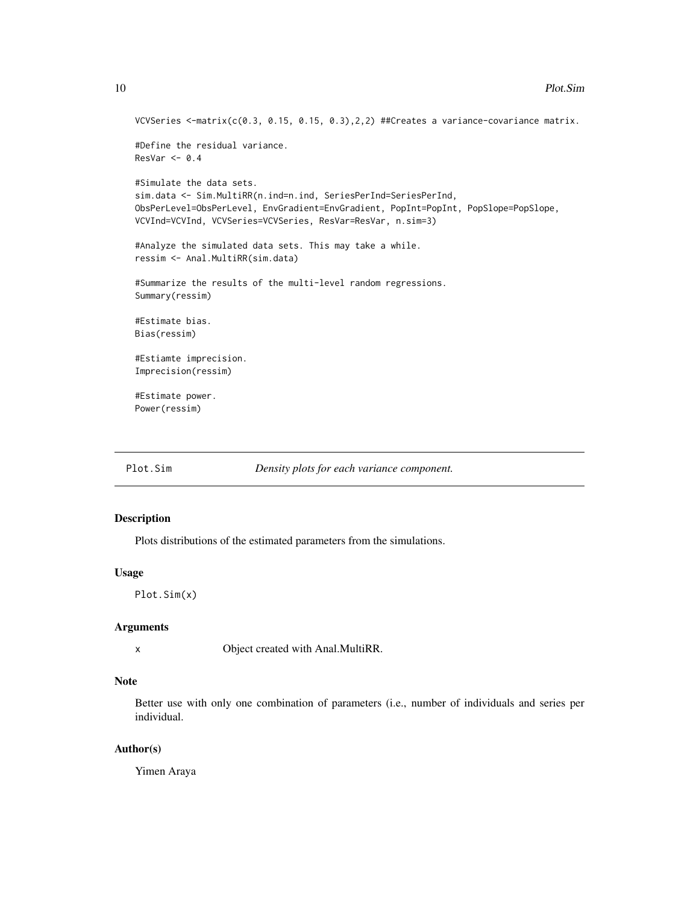```
VCVSeries <-matrix(c(0.3, 0.15, 0.15, 0.3),2,2) ##Creates a variance-covariance matrix.

#Define the residual variance.
ResVar <- 0.4

#Simulate the data sets.
sim.data <- Sim.MultiRR(n.ind=n.ind, SeriesPerInd=SeriesPerInd,
ObsPerLevel=ObsPerLevel, EnvGradient=EnvGradient, PopInt=PopInt, PopSlope=PopSlope,
VCVInd=VCVInd, VCVSeries=VCVSeries, ResVar=ResVar, n.sim=3)

#Analyze the simulated data sets. This may take a while.
ressim <- Anal.MultiRR(sim.data)

#Summarize the results of the multi-level random regressions.
Summary(ressim)

#Estimate bias.
Bias(ressim)

#Estiamte imprecision.
Imprecision(ressim)

#Estimate power.
Power(ressim)
```

---

## Plot.Sim — *Density plots for each variance component.*

---

### Description

Plots distributions of the estimated parameters from the simulations.

### Usage

```
Plot.Sim(x)
```

### Arguments

| | |
|---|---|
| x | Object created with Anal.MultiRR. |

### Note

Better use with only one combination of parameters (i.e., number of individuals and series per individual.

### Author(s)

Yimen Araya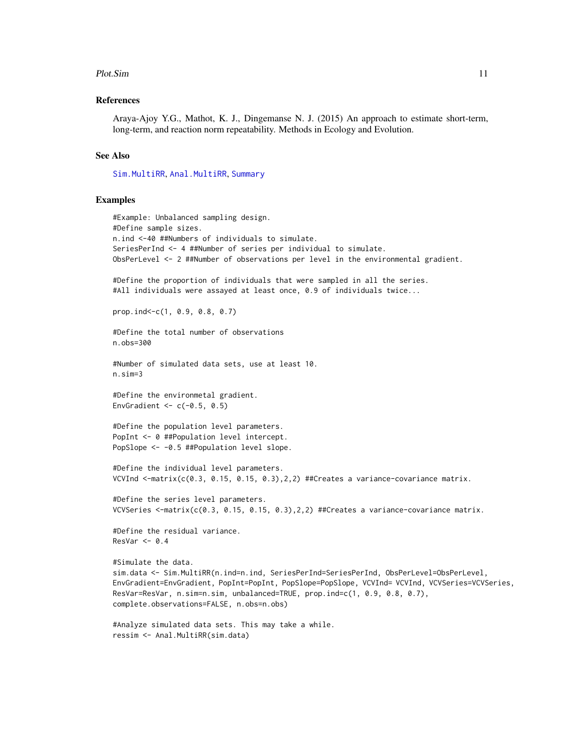### References

Araya-Ajoy Y.G., Mathot, K. J., Dingemanse N. J. (2015) An approach to estimate short-term, long-term, and reaction norm repeatability. Methods in Ecology and Evolution.

### See Also

Sim.MultiRR, Anal.MultiRR, Summary

### Examples

```
#Example: Unbalanced sampling design.
#Define sample sizes.
n.ind <-40 ##Numbers of individuals to simulate.
SeriesPerInd <- 4 ##Number of series per individual to simulate.
ObsPerLevel <- 2 ##Number of observations per level in the environmental gradient.

#Define the proportion of individuals that were sampled in all the series.
#All individuals were assayed at least once, 0.9 of individuals twice...

prop.ind<-c(1, 0.9, 0.8, 0.7)

#Define the total number of observations
n.obs=300

#Number of simulated data sets, use at least 10.
n.sim=3

#Define the environmetal gradient.
EnvGradient <- c(-0.5, 0.5)

#Define the population level parameters.
PopInt <- 0 ##Population level intercept.
PopSlope <- -0.5 ##Population level slope.

#Define the individual level parameters.
VCVInd <-matrix(c(0.3, 0.15, 0.15, 0.3),2,2) ##Creates a variance-covariance matrix.

#Define the series level parameters.
VCVSeries <-matrix(c(0.3, 0.15, 0.15, 0.3),2,2) ##Creates a variance-covariance matrix.

#Define the residual variance.
ResVar <- 0.4

#Simulate the data.
sim.data <- Sim.MultiRR(n.ind=n.ind, SeriesPerInd=SeriesPerInd, ObsPerLevel=ObsPerLevel,
EnvGradient=EnvGradient, PopInt=PopInt, PopSlope=PopSlope, VCVInd= VCVInd, VCVSeries=VCVSeries,
ResVar=ResVar, n.sim=n.sim, unbalanced=TRUE, prop.ind=c(1, 0.9, 0.8, 0.7),
complete.observations=FALSE, n.obs=n.obs)

#Analyze simulated data sets. This may take a while.
ressim <- Anal.MultiRR(sim.data)
```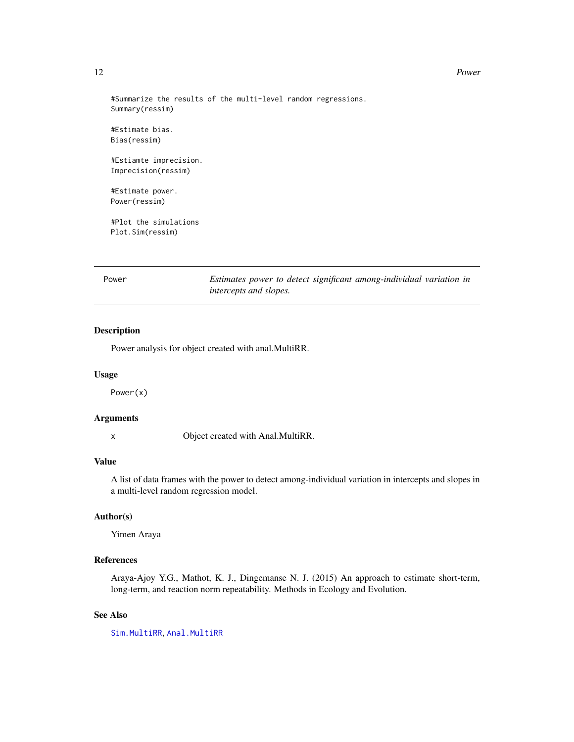```
#Summarize the results of the multi-level random regressions.
Summary(ressim)

#Estimate bias.
Bias(ressim)

#Estiamte imprecision.
Imprecision(ressim)

#Estimate power.
Power(ressim)

#Plot the simulations
Plot.Sim(ressim)
```

---

## Power — *Estimates power to detect significant among-individual variation in intercepts and slopes.*

---

### Description

Power analysis for object created with anal.MultiRR.

### Usage

```
Power(x)
```

### Arguments

| | |
|---|---|
| x | Object created with Anal.MultiRR. |

### Value

A list of data frames with the power to detect among-individual variation in intercepts and slopes in a multi-level random regression model.

### Author(s)

Yimen Araya

### References

Araya-Ajoy Y.G., Mathot, K. J., Dingemanse N. J. (2015) An approach to estimate short-term, long-term, and reaction norm repeatability. Methods in Ecology and Evolution.

### See Also

Sim.MultiRR, Anal.MultiRR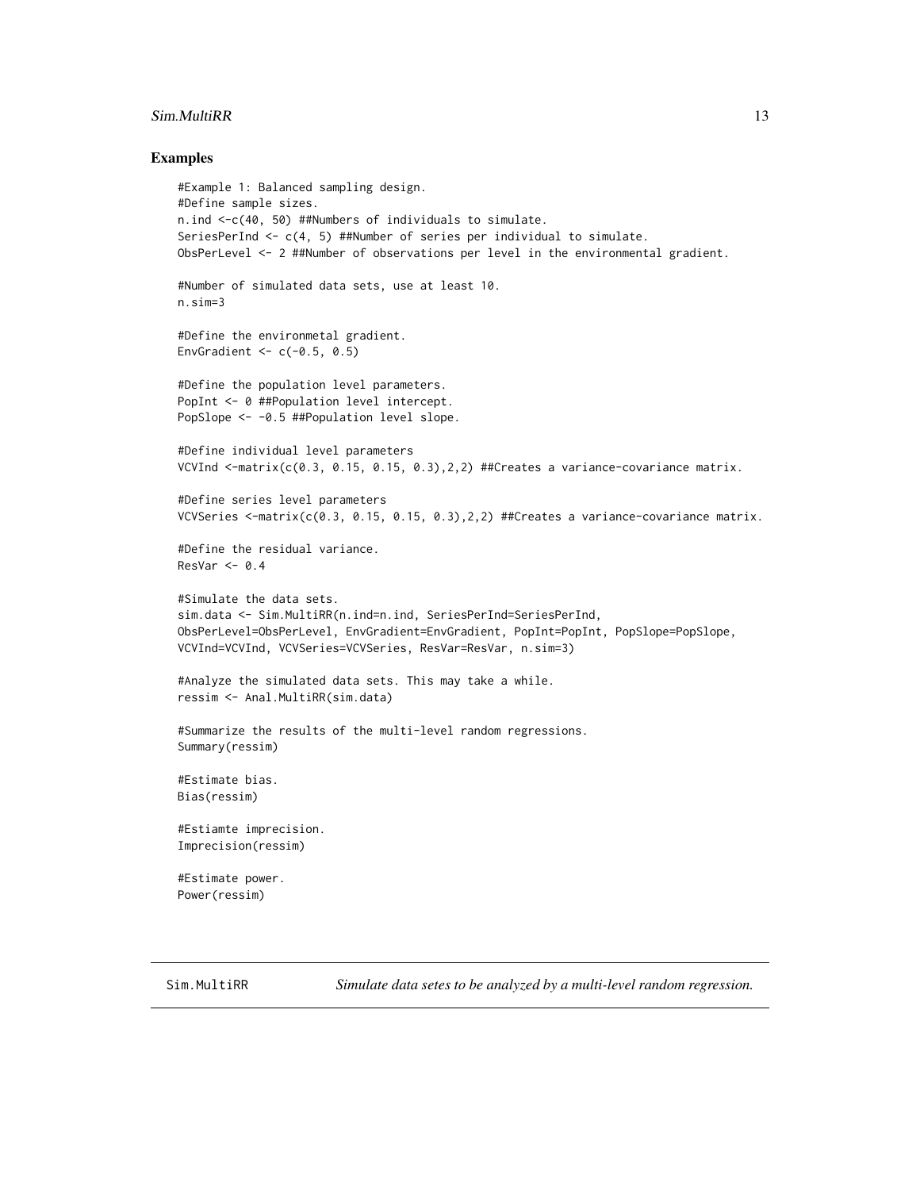## Examples

```
#Example 1: Balanced sampling design.
#Define sample sizes.
n.ind <-c(40, 50) ##Numbers of individuals to simulate.
SeriesPerInd <- c(4, 5) ##Number of series per individual to simulate.
ObsPerLevel <- 2 ##Number of observations per level in the environmental gradient.

#Number of simulated data sets, use at least 10.
n.sim=3

#Define the environmetal gradient.
EnvGradient <- c(-0.5, 0.5)

#Define the population level parameters.
PopInt <- 0 ##Population level intercept.
PopSlope <- -0.5 ##Population level slope.

#Define individual level parameters
VCVInd <-matrix(c(0.3, 0.15, 0.15, 0.3),2,2) ##Creates a variance-covariance matrix.

#Define series level parameters
VCVSeries <-matrix(c(0.3, 0.15, 0.15, 0.3),2,2) ##Creates a variance-covariance matrix.

#Define the residual variance.
ResVar <- 0.4

#Simulate the data sets.
sim.data <- Sim.MultiRR(n.ind=n.ind, SeriesPerInd=SeriesPerInd,
ObsPerLevel=ObsPerLevel, EnvGradient=EnvGradient, PopInt=PopInt, PopSlope=PopSlope,
VCVInd=VCVInd, VCVSeries=VCVSeries, ResVar=ResVar, n.sim=3)

#Analyze the simulated data sets. This may take a while.
ressim <- Anal.MultiRR(sim.data)

#Summarize the results of the multi-level random regressions.
Summary(ressim)

#Estimate bias.
Bias(ressim)

#Estiamte imprecision.
Imprecision(ressim)

#Estimate power.
Power(ressim)
```

---

Sim.MultiRR *Simulate data setes to be analyzed by a multi-level random regression.*

---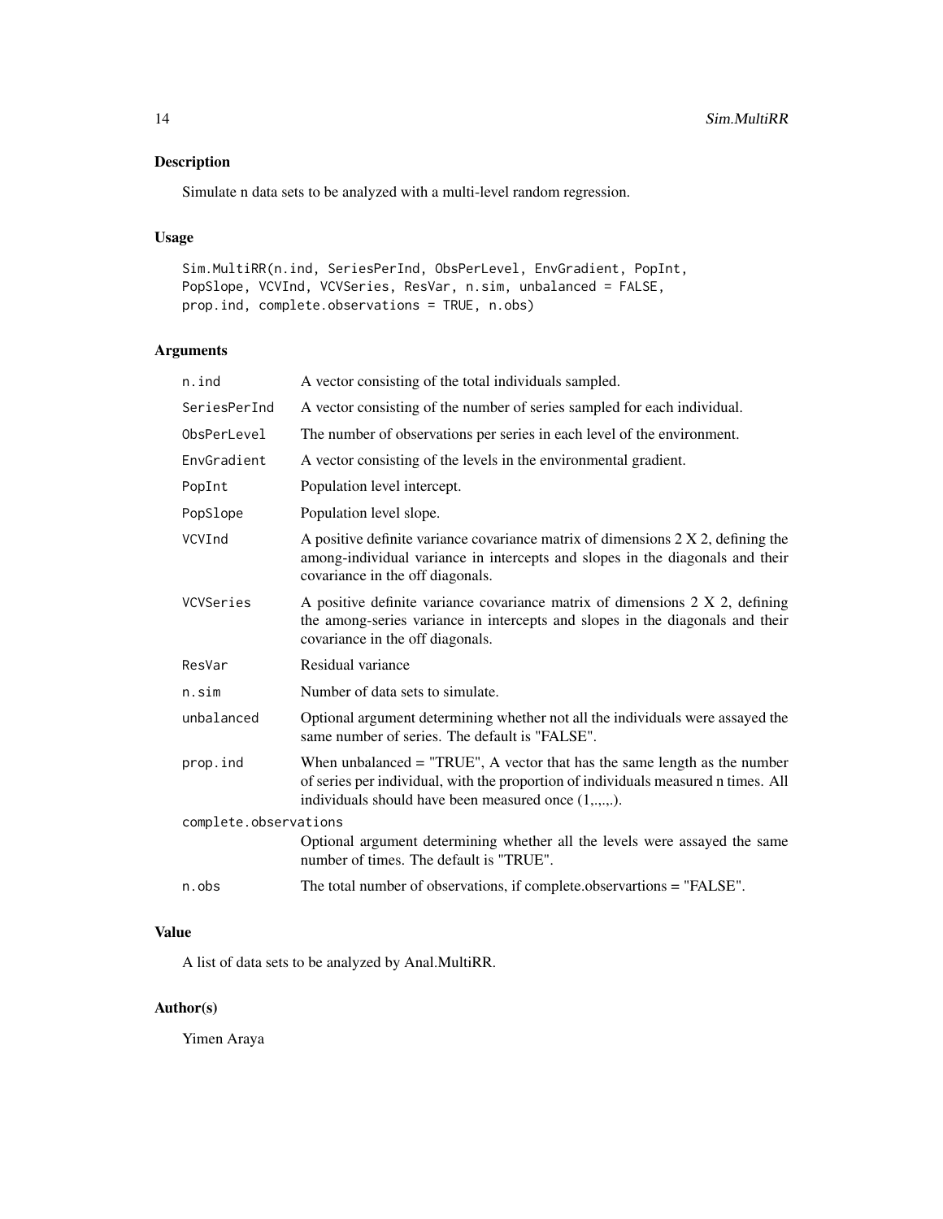## Description

Simulate n data sets to be analyzed with a multi-level random regression.

## Usage

```
Sim.MultiRR(n.ind, SeriesPerInd, ObsPerLevel, EnvGradient, PopInt,
PopSlope, VCVInd, VCVSeries, ResVar, n.sim, unbalanced = FALSE,
prop.ind, complete.observations = TRUE, n.obs)
```

## Arguments

| | |
|---|---|
| n.ind | A vector consisting of the total individuals sampled. |
| SeriesPerInd | A vector consisting of the number of series sampled for each individual. |
| ObsPerLevel | The number of observations per series in each level of the environment. |
| EnvGradient | A vector consisting of the levels in the environmental gradient. |
| PopInt | Population level intercept. |
| PopSlope | Population level slope. |
| VCVInd | A positive definite variance covariance matrix of dimensions 2 X 2, defining the among-individual variance in intercepts and slopes in the diagonals and their covariance in the off diagonals. |
| VCVSeries | A positive definite variance covariance matrix of dimensions 2 X 2, defining the among-series variance in intercepts and slopes in the diagonals and their covariance in the off diagonals. |
| ResVar | Residual variance |
| n.sim | Number of data sets to simulate. |
| unbalanced | Optional argument determining whether not all the individuals were assayed the same number of series. The default is "FALSE". |
| prop.ind | When unbalanced = "TRUE", A vector that has the same length as the number of series per individual, with the proportion of individuals measured n times. All individuals should have been measured once (1,.,.,.). |
| complete.observations | Optional argument determining whether all the levels were assayed the same number of times. The default is "TRUE". |
| n.obs | The total number of observations, if complete.observartions = "FALSE". |

## Value

A list of data sets to be analyzed by Anal.MultiRR.

## Author(s)

Yimen Araya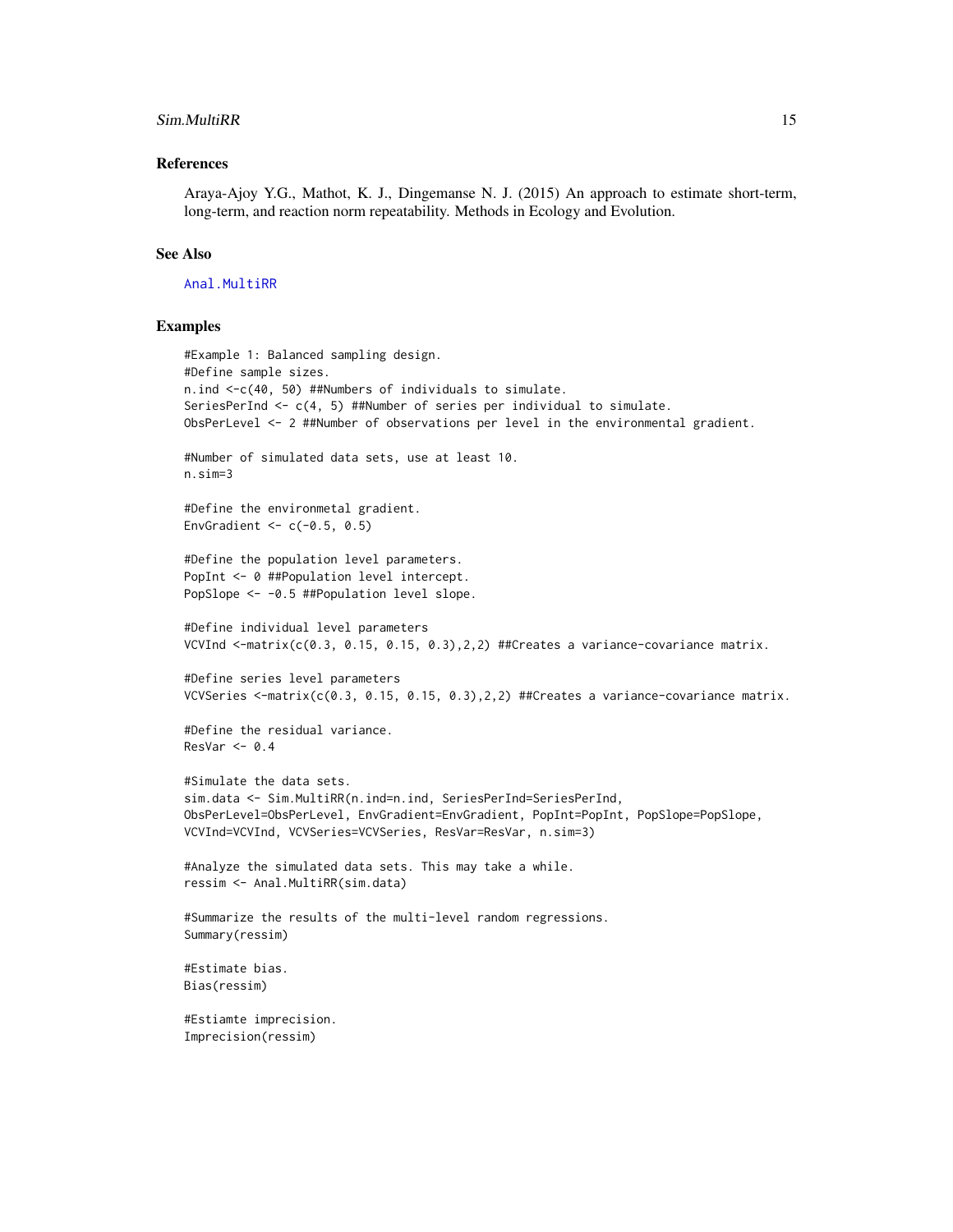### References

Araya-Ajoy Y.G., Mathot, K. J., Dingemanse N. J. (2015) An approach to estimate short-term, long-term, and reaction norm repeatability. Methods in Ecology and Evolution.

### See Also

Anal.MultiRR

### Examples

```
#Example 1: Balanced sampling design.
#Define sample sizes.
n.ind <-c(40, 50) ##Numbers of individuals to simulate.
SeriesPerInd <- c(4, 5) ##Number of series per individual to simulate.
ObsPerLevel <- 2 ##Number of observations per level in the environmental gradient.

#Number of simulated data sets, use at least 10.
n.sim=3

#Define the environmetal gradient.
EnvGradient <- c(-0.5, 0.5)

#Define the population level parameters.
PopInt <- 0 ##Population level intercept.
PopSlope <- -0.5 ##Population level slope.

#Define individual level parameters
VCVInd <-matrix(c(0.3, 0.15, 0.15, 0.3),2,2) ##Creates a variance-covariance matrix.

#Define series level parameters
VCVSeries <-matrix(c(0.3, 0.15, 0.15, 0.3),2,2) ##Creates a variance-covariance matrix.

#Define the residual variance.
ResVar <- 0.4

#Simulate the data sets.
sim.data <- Sim.MultiRR(n.ind=n.ind, SeriesPerInd=SeriesPerInd,
ObsPerLevel=ObsPerLevel, EnvGradient=EnvGradient, PopInt=PopInt, PopSlope=PopSlope,
VCVInd=VCVInd, VCVSeries=VCVSeries, ResVar=ResVar, n.sim=3)

#Analyze the simulated data sets. This may take a while.
ressim <- Anal.MultiRR(sim.data)

#Summarize the results of the multi-level random regressions.
Summary(ressim)

#Estimate bias.
Bias(ressim)

#Estiamte imprecision.
Imprecision(ressim)
```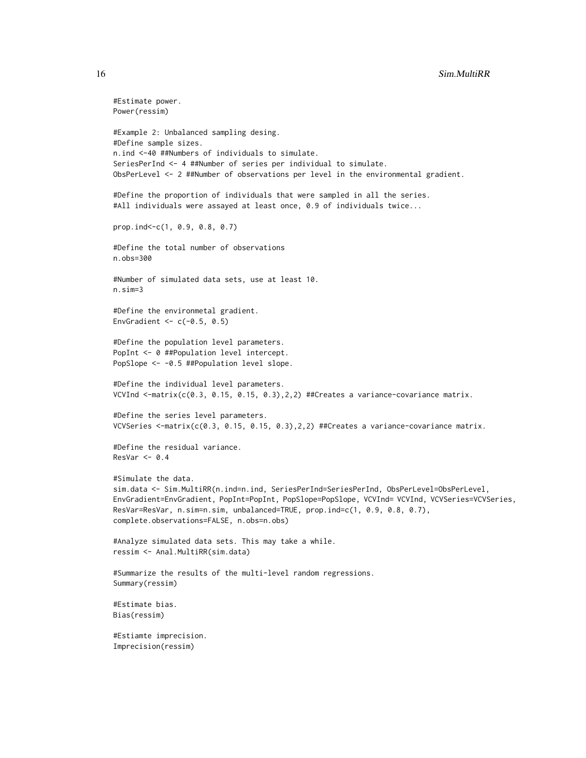```
#Estimate power.
Power(ressim)

#Example 2: Unbalanced sampling desing.
#Define sample sizes.
n.ind <-40 ##Numbers of individuals to simulate.
SeriesPerInd <- 4 ##Number of series per individual to simulate.
ObsPerLevel <- 2 ##Number of observations per level in the environmental gradient.

#Define the proportion of individuals that were sampled in all the series.
#All individuals were assayed at least once, 0.9 of individuals twice...

prop.ind<-c(1, 0.9, 0.8, 0.7)

#Define the total number of observations
n.obs=300

#Number of simulated data sets, use at least 10.
n.sim=3

#Define the environmetal gradient.
EnvGradient <- c(-0.5, 0.5)

#Define the population level parameters.
PopInt <- 0 ##Population level intercept.
PopSlope <- -0.5 ##Population level slope.

#Define the individual level parameters.
VCVInd <-matrix(c(0.3, 0.15, 0.15, 0.3),2,2) ##Creates a variance-covariance matrix.

#Define the series level parameters.
VCVSeries <-matrix(c(0.3, 0.15, 0.15, 0.3),2,2) ##Creates a variance-covariance matrix.

#Define the residual variance.
ResVar <- 0.4

#Simulate the data.
sim.data <- Sim.MultiRR(n.ind=n.ind, SeriesPerInd=SeriesPerInd, ObsPerLevel=ObsPerLevel,
EnvGradient=EnvGradient, PopInt=PopInt, PopSlope=PopSlope, VCVInd= VCVInd, VCVSeries=VCVSeries,
ResVar=ResVar, n.sim=n.sim, unbalanced=TRUE, prop.ind=c(1, 0.9, 0.8, 0.7),
complete.observations=FALSE, n.obs=n.obs)

#Analyze simulated data sets. This may take a while.
ressim <- Anal.MultiRR(sim.data)

#Summarize the results of the multi-level random regressions.
Summary(ressim)

#Estimate bias.
Bias(ressim)

#Estiamte imprecision.
Imprecision(ressim)
```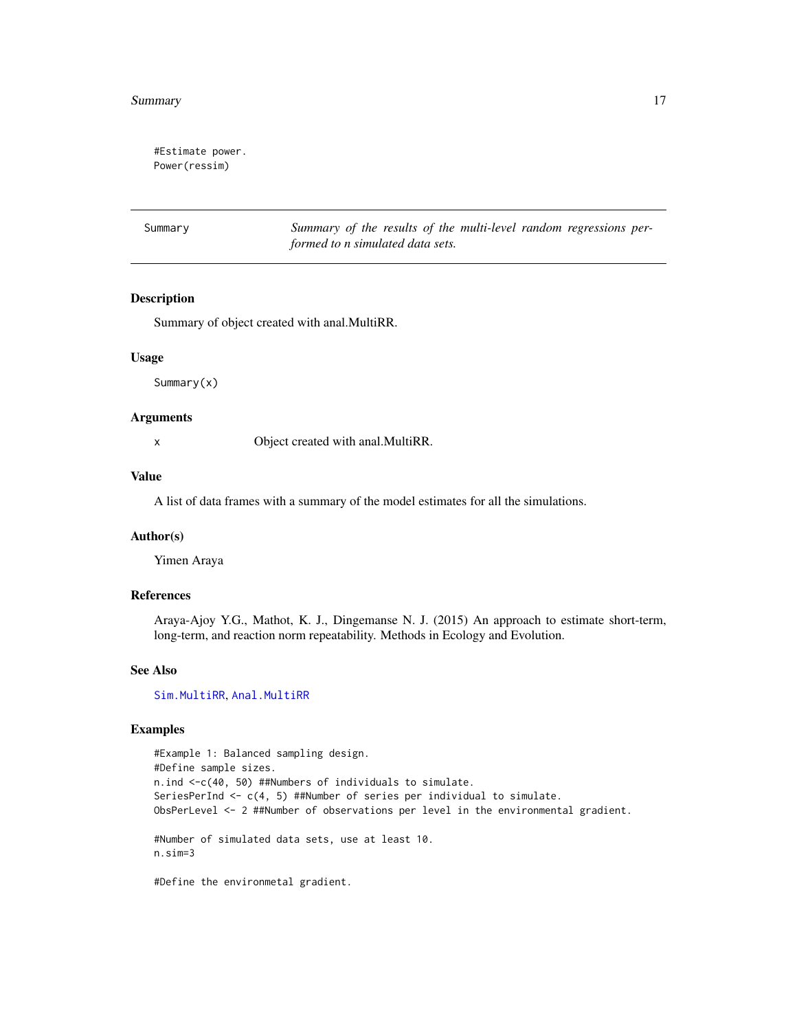```
#Estimate power.
Power(ressim)
```

## Summary — *Summary of the results of the multi-level random regressions performed to n simulated data sets.*

### Description

Summary of object created with anal.MultiRR.

### Usage

```
Summary(x)
```

### Arguments

| | |
|---|---|
| x | Object created with anal.MultiRR. |

### Value

A list of data frames with a summary of the model estimates for all the simulations.

### Author(s)

Yimen Araya

### References

Araya-Ajoy Y.G., Mathot, K. J., Dingemanse N. J. (2015) An approach to estimate short-term, long-term, and reaction norm repeatability. Methods in Ecology and Evolution.

### See Also

`Sim.MultiRR`, `Anal.MultiRR`

### Examples

```
#Example 1: Balanced sampling design.
#Define sample sizes.
n.ind <-c(40, 50) ##Numbers of individuals to simulate.
SeriesPerInd <- c(4, 5) ##Number of series per individual to simulate.
ObsPerLevel <- 2 ##Number of observations per level in the environmental gradient.

#Number of simulated data sets, use at least 10.
n.sim=3

#Define the environmetal gradient.
```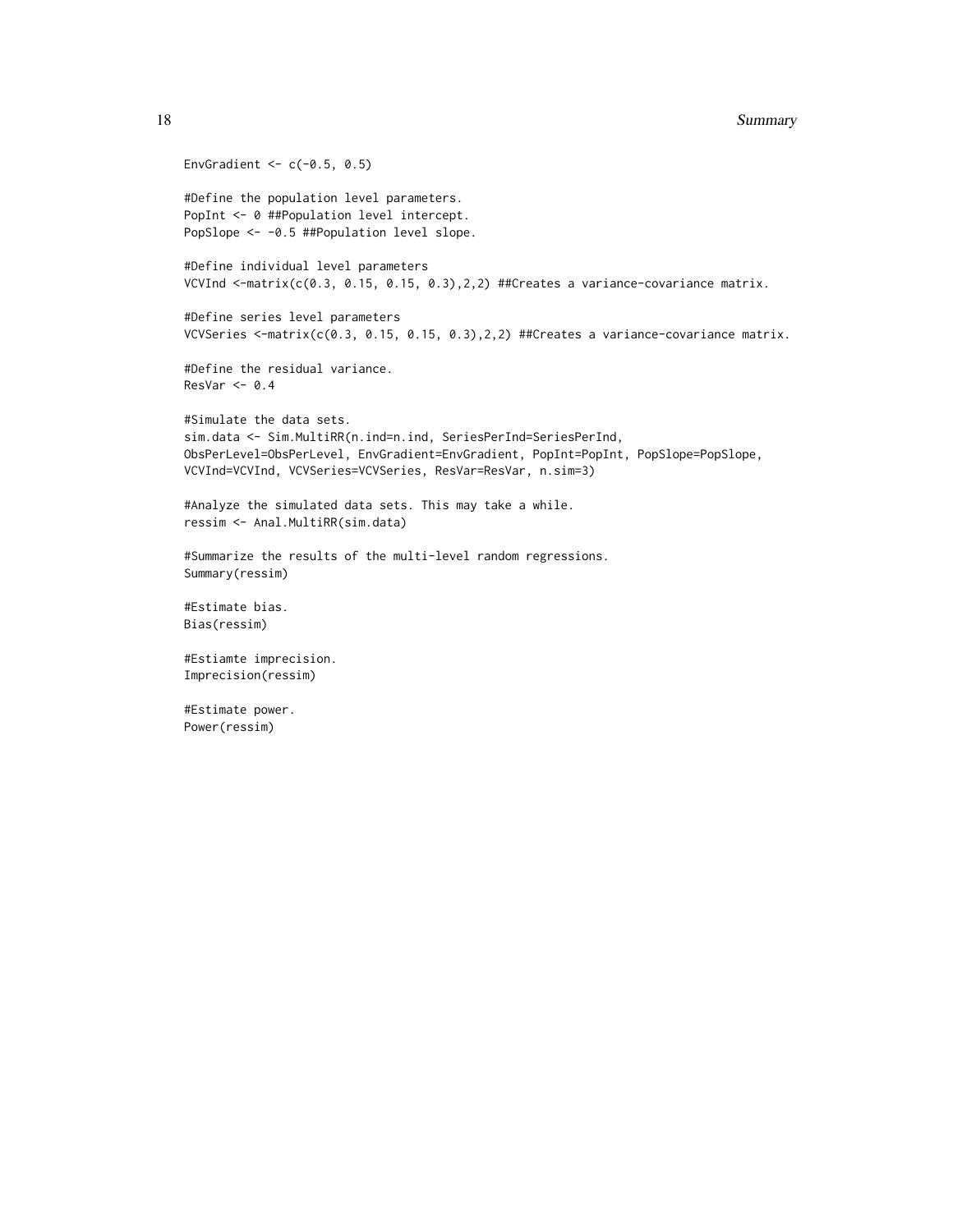```
EnvGradient <- c(-0.5, 0.5)

#Define the population level parameters.
PopInt <- 0 ##Population level intercept.
PopSlope <- -0.5 ##Population level slope.

#Define individual level parameters
VCVInd <-matrix(c(0.3, 0.15, 0.15, 0.3),2,2) ##Creates a variance-covariance matrix.

#Define series level parameters
VCVSeries <-matrix(c(0.3, 0.15, 0.15, 0.3),2,2) ##Creates a variance-covariance matrix.

#Define the residual variance.
ResVar <- 0.4

#Simulate the data sets.
sim.data <- Sim.MultiRR(n.ind=n.ind, SeriesPerInd=SeriesPerInd,
ObsPerLevel=ObsPerLevel, EnvGradient=EnvGradient, PopInt=PopInt, PopSlope=PopSlope,
VCVInd=VCVInd, VCVSeries=VCVSeries, ResVar=ResVar, n.sim=3)

#Analyze the simulated data sets. This may take a while.
ressim <- Anal.MultiRR(sim.data)

#Summarize the results of the multi-level random regressions.
Summary(ressim)

#Estimate bias.
Bias(ressim)

#Estiamte imprecision.
Imprecision(ressim)

#Estimate power.
Power(ressim)
```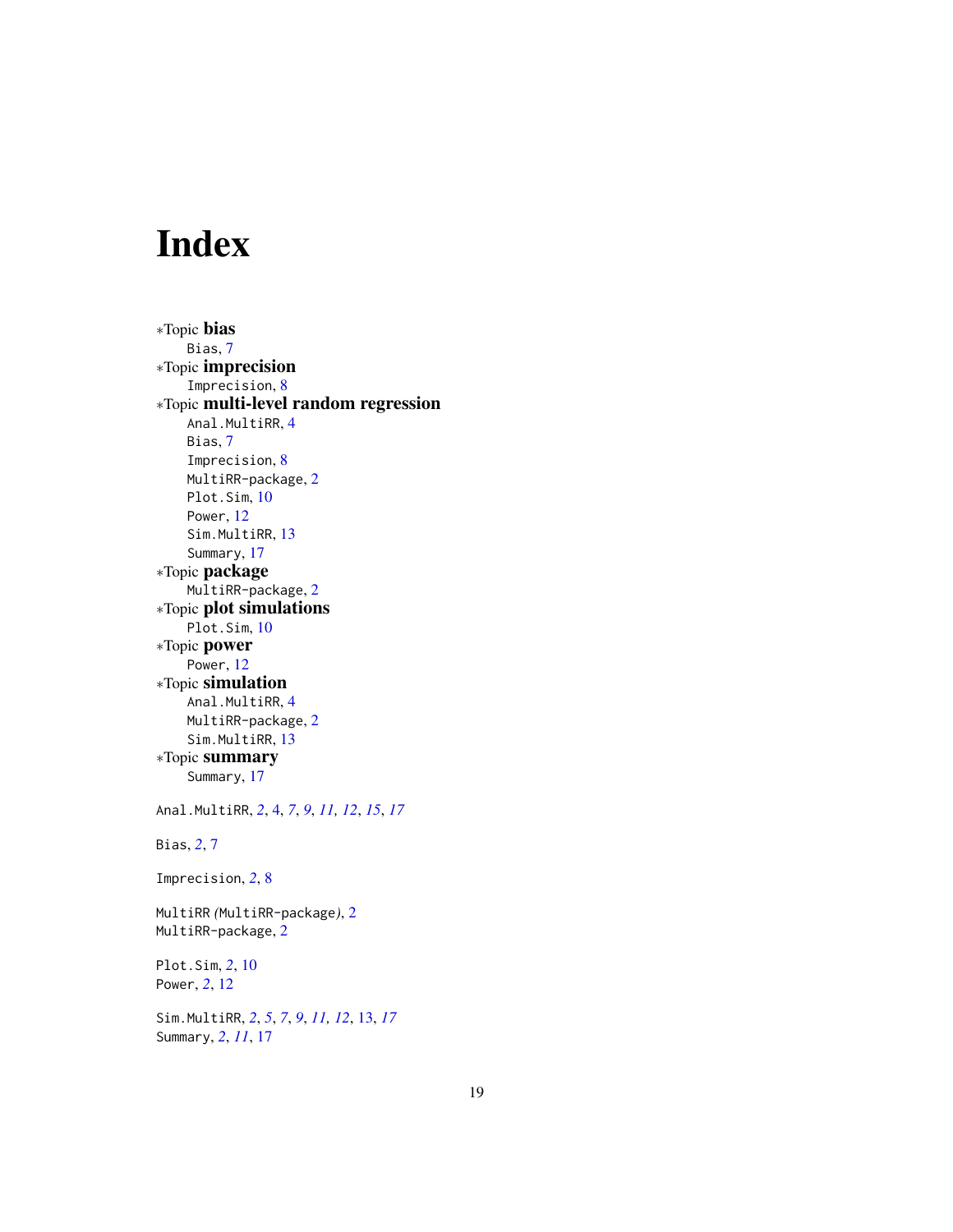# Index

∗Topic **bias**
    Bias, 7
∗Topic **imprecision**
    Imprecision, 8
∗Topic **multi-level random regression**
    Anal.MultiRR, 4
    Bias, 7
    Imprecision, 8
    MultiRR-package, 2
    Plot.Sim, 10
    Power, 12
    Sim.MultiRR, 13
    Summary, 17
∗Topic **package**
    MultiRR-package, 2
∗Topic **plot simulations**
    Plot.Sim, 10
∗Topic **power**
    Power, 12
∗Topic **simulation**
    Anal.MultiRR, 4
    MultiRR-package, 2
    Sim.MultiRR, 13
∗Topic **summary**
    Summary, 17

Anal.MultiRR, *2*, 4, *7*, *9*, *11*, *12*, *15*, *17*

Bias, *2*, 7

Imprecision, *2*, 8

MultiRR *(*MultiRR-package*)*, 2
MultiRR-package, 2

Plot.Sim, *2*, 10
Power, *2*, 12

Sim.MultiRR, *2*, *5*, *7*, *9*, *11*, *12*, 13, *17*
Summary, *2*, *11*, 17